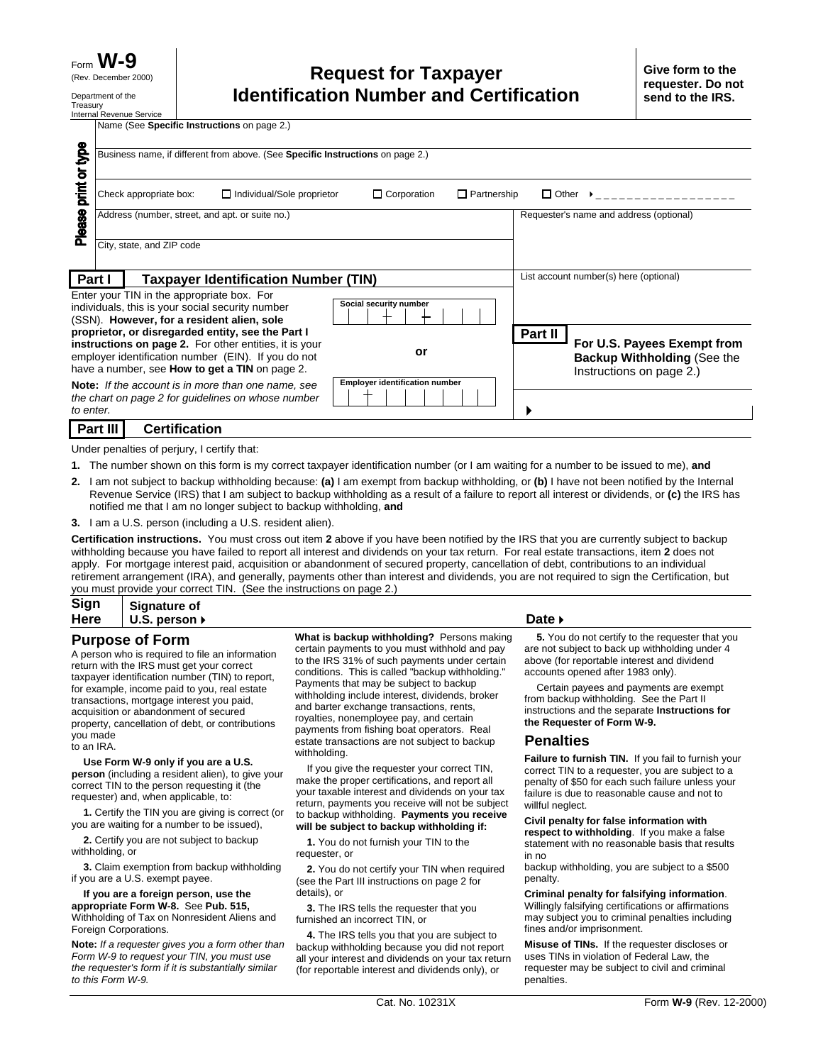Form **W-9**
(Rev. December 2000)
Department of the Treasury
Internal Revenue Service

# Request for Taxpayer Identification Number and Certification

**Give form to the requester. Do not send to the IRS.**

Please print or type

Name (See **Specific Instructions** on page 2.)

Business name, if different from above. (See **Specific Instructions** on page 2.)

Check appropriate box: ☐ Individual/Sole proprietor ☐ Corporation ☐ Partnership ☐ Other ▸ ___________________

Address (number, street, and apt. or suite no.)

Requester's name and address (optional)

City, state, and ZIP code

## Part I Taxpayer Identification Number (TIN)

Enter your TIN in the appropriate box. For individuals, this is your social security number (SSN). **However, for a resident alien, sole proprietor, or disregarded entity, see the Part I instructions on page 2.** For other entities, it is your employer identification number (EIN). If you do not have a number, see **How to get a TIN** on page 2.

**Note:** *If the account is in more than one name, see the chart on page 2 for guidelines on whose number to enter.*

Social security number

or

Employer identification number

List account number(s) here (optional)

## Part II For U.S. Payees Exempt from Backup Withholding (See the Instructions on page 2.)

▸

## Part III Certification

Under penalties of perjury, I certify that:

1. The number shown on this form is my correct taxpayer identification number (or I am waiting for a number to be issued to me), **and**
2. I am not subject to backup withholding because: **(a)** I am exempt from backup withholding, or **(b)** I have not been notified by the Internal Revenue Service (IRS) that I am subject to backup withholding as a result of a failure to report all interest or dividends, or **(c)** the IRS has notified me that I am no longer subject to backup withholding, **and**
3. I am a U.S. person (including a U.S. resident alien).

**Certification instructions.** You must cross out item **2** above if you have been notified by the IRS that you are currently subject to backup withholding because you have failed to report all interest and dividends on your tax return. For real estate transactions, item **2** does not apply. For mortgage interest paid, acquisition or abandonment of secured property, cancellation of debt, contributions to an individual retirement arrangement (IRA), and generally, payments other than interest and dividends, you are not required to sign the Certification, but you must provide your correct TIN. (See the instructions on page 2.)

**Sign Here** **Signature of U.S. person ▸** **Date ▸**

## Purpose of Form

A person who is required to file an information return with the IRS must get your correct taxpayer identification number (TIN) to report, for example, income paid to you, real estate transactions, mortgage interest you paid, acquisition or abandonment of secured property, cancellation of debt, or contributions you made to an IRA.

**Use Form W-9 only if you are a U.S. person** (including a resident alien), to give your correct TIN to the person requesting it (the requester) and, when applicable, to:

**1.** Certify the TIN you are giving is correct (or you are waiting for a number to be issued),

**2.** Certify you are not subject to backup withholding, or

**3.** Claim exemption from backup withholding if you are a U.S. exempt payee.

**If you are a foreign person, use the appropriate Form W-8.** See **Pub. 515,** Withholding of Tax on Nonresident Aliens and Foreign Corporations.

**Note:** *If a requester gives you a form other than Form W-9 to request your TIN, you must use the requester's form if it is substantially similar to this Form W-9.*

**What is backup withholding?** Persons making certain payments to you must withhold and pay to the IRS 31% of such payments under certain conditions. This is called "backup withholding." Payments that may be subject to backup withholding include interest, dividends, broker and barter exchange transactions, rents, royalties, nonemployee pay, and certain payments from fishing boat operators. Real estate transactions are not subject to backup withholding.

If you give the requester your correct TIN, make the proper certifications, and report all your taxable interest and dividends on your tax return, payments you receive will not be subject to backup withholding. **Payments you receive will be subject to backup withholding if:**

**1.** You do not furnish your TIN to the requester, or

**2.** You do not certify your TIN when required (see the Part III instructions on page 2 for details), or

**3.** The IRS tells the requester that you furnished an incorrect TIN, or

**4.** The IRS tells you that you are subject to backup withholding because you did not report all your interest and dividends on your tax return (for reportable interest and dividends only), or

**5.** You do not certify to the requester that you are not subject to back up withholding under 4 above (for reportable interest and dividend accounts opened after 1983 only).

Certain payees and payments are exempt from backup withholding. See the Part II instructions and the separate **Instructions for the Requester of Form W-9.**

## Penalties

**Failure to furnish TIN.** If you fail to furnish your correct TIN to a requester, you are subject to a penalty of $50 for each such failure unless your failure is due to reasonable cause and not to willful neglect.

**Civil penalty for false information with respect to withholding**. If you make a false statement with no reasonable basis that results in no backup withholding, you are subject to a $500 penalty.

**Criminal penalty for falsifying information**. Willingly falsifying certifications or affirmations may subject you to criminal penalties including fines and/or imprisonment.

**Misuse of TINs.** If the requester discloses or uses TINs in violation of Federal Law, the requester may be subject to civil and criminal penalties.

Cat. No. 10231X Form **W-9** (Rev. 12-2000)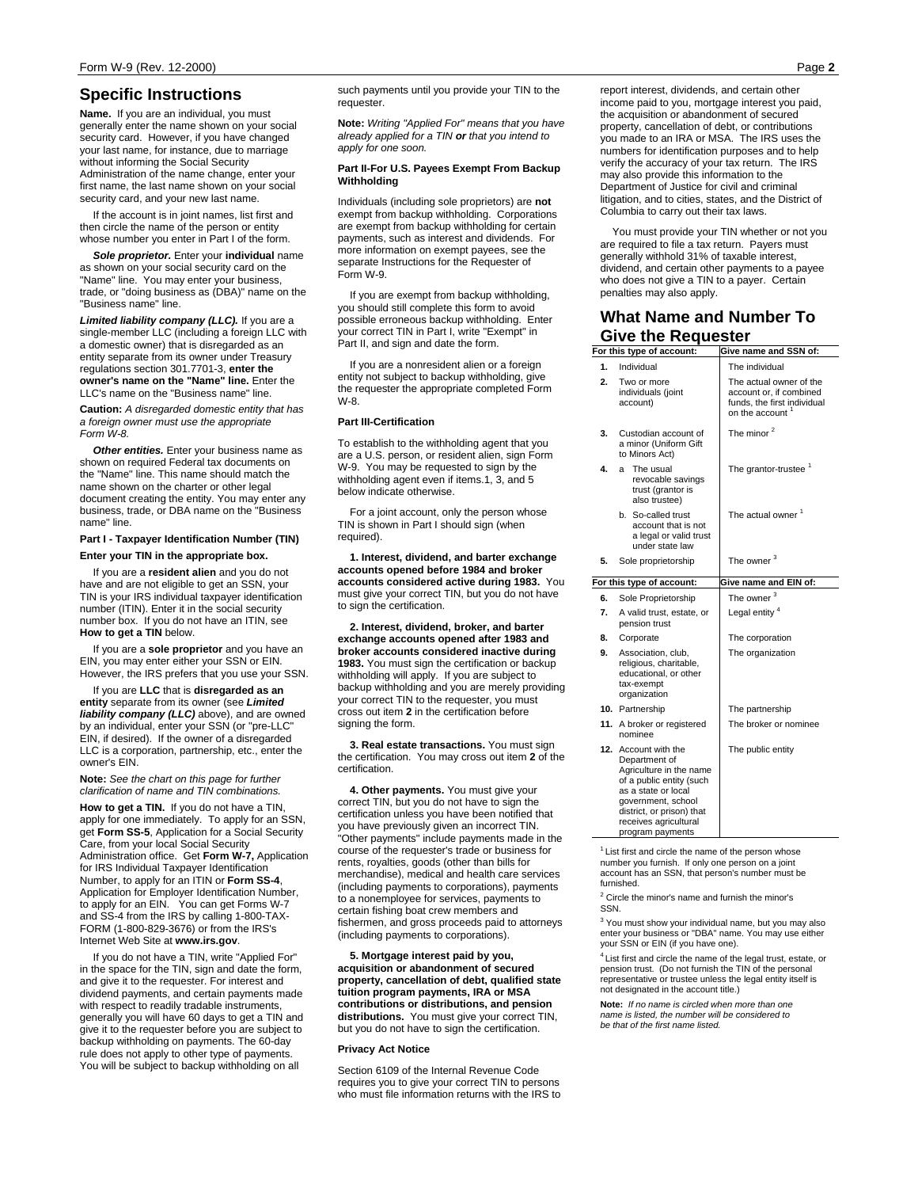## Specific Instructions

**Name.** If you are an individual, you must generally enter the name shown on your social security card. However, if you have changed your last name, for instance, due to marriage without informing the Social Security Administration of the name change, enter your first name, the last name shown on your social security card, and your new last name.

If the account is in joint names, list first and then circle the name of the person or entity whose number you enter in Part I of the form.

***Sole proprietor.*** Enter your **individual** name as shown on your social security card on the "Name" line. You may enter your business, trade, or "doing business as (DBA)" name on the "Business name" line.

***Limited liability company (LLC).*** If you are a single-member LLC (including a foreign LLC with a domestic owner) that is disregarded as an entity separate from its owner under Treasury regulations section 301.7701-3, **enter the owner's name on the "Name" line.** Enter the LLC's name on the "Business name" line.

**Caution:** *A disregarded domestic entity that has a foreign owner must use the appropriate Form W-8.*

***Other entities.*** Enter your business name as shown on required Federal tax documents on the "Name" line. This name should match the name shown on the charter or other legal document creating the entity. You may enter any business, trade, or DBA name on the "Business name" line.

**Part I - Taxpayer Identification Number (TIN)**

**Enter your TIN in the appropriate box.**

If you are a **resident alien** and you do not have and are not eligible to get an SSN, your TIN is your IRS individual taxpayer identification number (ITIN). Enter it in the social security number box. If you do not have an ITIN, see **How to get a TIN** below.

If you are a **sole proprietor** and you have an EIN, you may enter either your SSN or EIN. However, the IRS prefers that you use your SSN.

If you are an **LLC** that is **disregarded as an entity** separate from its owner (see ***Limited liability company (LLC)*** above), and are owned by an individual, enter your SSN (or "pre-LLC" EIN, if desired). If the owner of a disregarded LLC is a corporation, partnership, etc., enter the owner's EIN.

**Note:** *See the chart on this page for further clarification of name and TIN combinations.*

**How to get a TIN.** If you do not have a TIN, apply for one immediately. To apply for an SSN, get **Form SS-5**, Application for a Social Security Care, from your local Social Security Administration office. Get **Form W-7,** Application for IRS Individual Taxpayer Identification Number, to apply for an ITIN or **Form SS-4**, Application for Employer Identification Number, to apply for an EIN. You can get Forms W-7 and SS-4 from the IRS by calling 1-800-TAX-FORM (1-800-829-3676) or from the IRS's Internet Web Site at **www.irs.gov**.

If you do not have a TIN, write "Applied For" in the space for the TIN, sign and date the form, and give it to the requester. For interest and dividend payments, and certain payments made with respect to readily tradable instruments, generally you will have 60 days to get a TIN and give it to the requester before you are subject to backup withholding on payments. The 60-day rule does not apply to other type of payments. You will be subject to backup withholding on all such payments until you provide your TIN to the requester.

**Note:** *Writing "Applied For" means that you have already applied for a TIN* ***or*** *that you intend to apply for one soon.*

**Part II-For U.S. Payees Exempt From Backup Withholding**

Individuals (including sole proprietors) are **not** exempt from backup withholding. Corporations are exempt from backup withholding for certain payments, such as interest and dividends. For more information on exempt payees, see the separate Instructions for the Requester of Form W-9.

If you are exempt from backup withholding, you should still complete this form to avoid possible erroneous backup withholding. Enter your correct TIN in Part I, write "Exempt" in Part II, and sign and date the form.

If you are a nonresident alien or a foreign entity not subject to backup withholding, give the requester the appropriate completed Form W-8.

**Part III-Certification**

To establish to the withholding agent that you are a U.S. person, or resident alien, sign Form W-9. You may be requested to sign by the withholding agent even if items.1, 3, and 5 below indicate otherwise.

For a joint account, only the person whose TIN is shown in Part I should sign (when required).

**1. Interest, dividend, and barter exchange accounts opened before 1984 and broker accounts considered active during 1983.** You must give your correct TIN, but you do not have to sign the certification.

**2. Interest, dividend, broker, and barter exchange accounts opened after 1983 and broker accounts considered inactive during 1983.** You must sign the certification or backup withholding will apply. If you are subject to backup withholding and you are merely providing your correct TIN to the requester, you must cross out item **2** in the certification before signing the form.

**3. Real estate transactions.** You must sign the certification. You may cross out item **2** of the certification.

**4. Other payments.** You must give your correct TIN, but you do not have to sign the certification unless you have been notified that you have previously given an incorrect TIN. "Other payments" include payments made in the course of the requester's trade or business for rents, royalties, goods (other than bills for merchandise), medical and health care services (including payments to corporations), payments to a nonemployee for services, payments to certain fishing boat crew members and fishermen, and gross proceeds paid to attorneys (including payments to corporations).

**5. Mortgage interest paid by you, acquisition or abandonment of secured property, cancellation of debt, qualified state tuition program payments, IRA or MSA contributions or distributions, and pension distributions.** You must give your correct TIN, but you do not have to sign the certification.

**Privacy Act Notice**

Section 6109 of the Internal Revenue Code requires you to give your correct TIN to persons who must file information returns with the IRS to report interest, dividends, and certain other income paid to you, mortgage interest you paid, the acquisition or abandonment of secured property, cancellation of debt, or contributions you made to an IRA or MSA. The IRS uses the numbers for identification purposes and to help verify the accuracy of your tax return. The IRS may also provide this information to the Department of Justice for civil and criminal litigation, and to cities, states, and the District of Columbia to carry out their tax laws.

You must provide your TIN whether or not you are required to file a tax return. Payers must generally withhold 31% of taxable interest, dividend, and certain other payments to a payee who does not give a TIN to a payer. Certain penalties may also apply.

## What Name and Number To Give the Requester

| For this type of account: | Give name and SSN of: |
|---|---|
| **1.** Individual | The individual |
| **2.** Two or more individuals (joint account) | The actual owner of the account or, if combined funds, the first individual on the account [1] |
| **3.** Custodian account of a minor (Uniform Gift to Minors Act) | The minor [2] |
| **4.** a The usual revocable savings trust (grantor is also trustee) | The grantor-trustee [1] |
| b. So-called trust account that is not a legal or valid trust under state law | The actual owner [1] |
| **5.** Sole proprietorship | The owner [3] |
| **For this type of account:** | **Give name and EIN of:** |
| **6.** Sole Proprietorship | The owner [3] |
| **7.** A valid trust, estate, or pension trust | Legal entity [4] |
| **8.** Corporate | The corporation |
| **9.** Association, club, religious, charitable, educational, or other tax-exempt organization | The organization |
| **10.** Partnership | The partnership |
| **11.** A broker or registered nominee | The broker or nominee |
| **12.** Account with the Department of Agriculture in the name of a public entity (such as a state or local government, school district, or prison) that receives agricultural program payments | The public entity |

[1] List first and circle the name of the person whose number you furnish. If only one person on a joint account has an SSN, that person's number must be furnished.

[2] Circle the minor's name and furnish the minor's SSN.

[3] You must show your individual name, but you may also enter your business or "DBA" name. You may use either your SSN or EIN (if you have one).

[4] List first and circle the name of the legal trust, estate, or pension trust. (Do not furnish the TIN of the personal representative or trustee unless the legal entity itself is not designated in the account title.)

**Note:** *If no name is circled when more than one name is listed, the number will be considered to be that of the first name listed.*